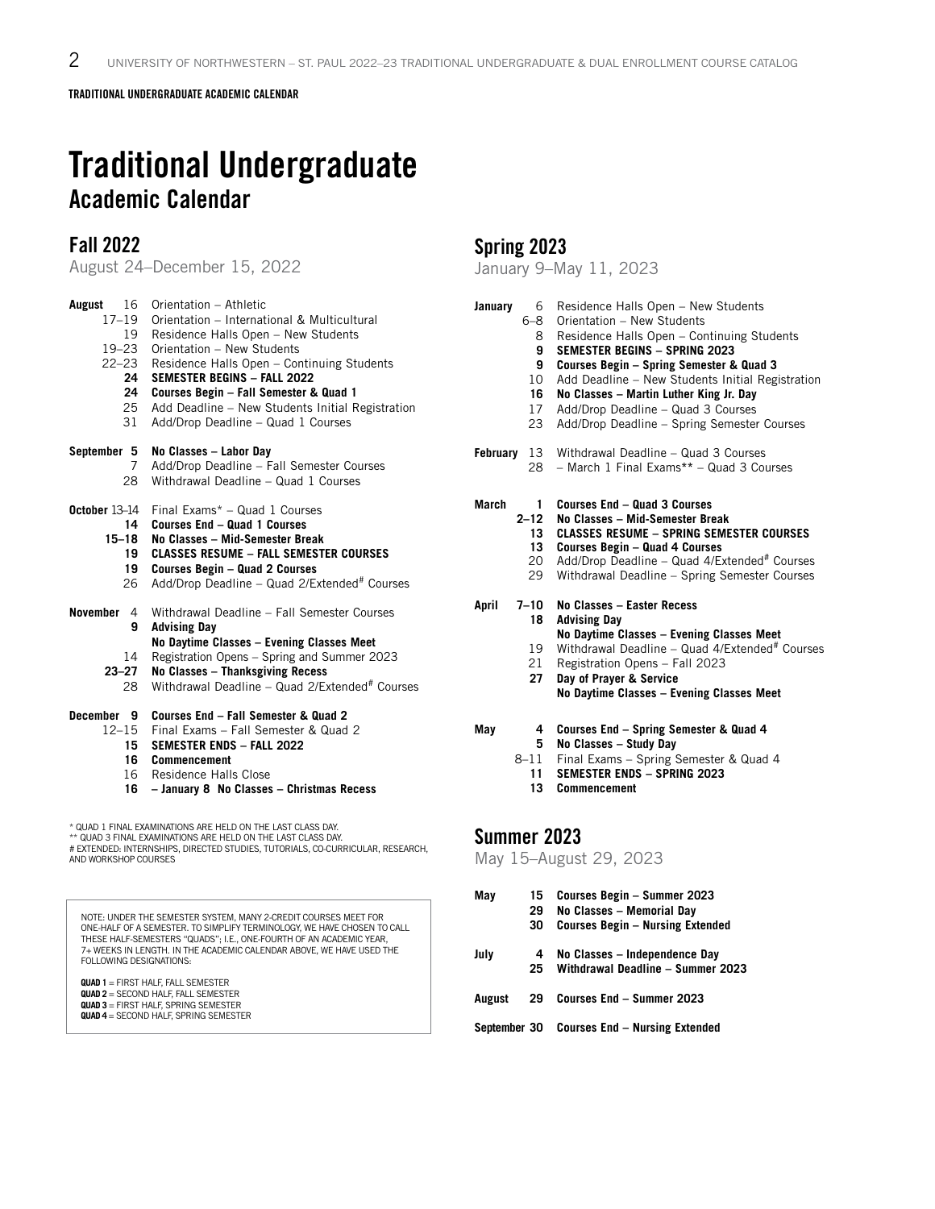# Traditional Undergraduate

## Academic Calendar

## Fall 2022

August 24–December 15, 2022

**August**
- 16 Orientation – Athletic
- 17–19 Orientation – International & Multicultural
- 19 Residence Halls Open – New Students
- 19–23 Orientation – New Students
- 22–23 Residence Halls Open – Continuing Students
- **24 SEMESTER BEGINS – FALL 2022**
- **24 Courses Begin – Fall Semester & Quad 1**
- 25 Add Deadline – New Students Initial Registration
- 31 Add/Drop Deadline – Quad 1 Courses

**September**
- **5 No Classes – Labor Day**
- 7 Add/Drop Deadline – Fall Semester Courses
- 28 Withdrawal Deadline – Quad 1 Courses

**October**
- 13–14 Final Exams* – Quad 1 Courses
- **14 Courses End – Quad 1 Courses**
- **15–18 No Classes – Mid-Semester Break**
- **19 CLASSES RESUME – FALL SEMESTER COURSES**
- **19 Courses Begin – Quad 2 Courses**
- 26 Add/Drop Deadline – Quad 2/Extended# Courses

**November**
- 4 Withdrawal Deadline – Fall Semester Courses
- **9 Advising Day**
  **No Daytime Classes – Evening Classes Meet**
- 14 Registration Opens – Spring and Summer 2023
- **23–27 No Classes – Thanksgiving Recess**
- 28 Withdrawal Deadline – Quad 2/Extended# Courses

**December**
- **9 Courses End – Fall Semester & Quad 2**
- 12–15 Final Exams – Fall Semester & Quad 2
- **15 SEMESTER ENDS – FALL 2022**
- **16 Commencement**
- 16 Residence Halls Close
- **16 – January 8 No Classes – Christmas Recess**

\* QUAD 1 FINAL EXAMINATIONS ARE HELD ON THE LAST CLASS DAY.
\*\* QUAD 3 FINAL EXAMINATIONS ARE HELD ON THE LAST CLASS DAY.
\# EXTENDED: INTERNSHIPS, DIRECTED STUDIES, TUTORIALS, CO-CURRICULAR, RESEARCH, AND WORKSHOP COURSES

> NOTE: UNDER THE SEMESTER SYSTEM, MANY 2-CREDIT COURSES MEET FOR ONE-HALF OF A SEMESTER. TO SIMPLIFY TERMINOLOGY, WE HAVE CHOSEN TO CALL THESE HALF-SEMESTERS "QUADS"; I.E., ONE-FOURTH OF AN ACADEMIC YEAR, 7+ WEEKS IN LENGTH. IN THE ACADEMIC CALENDAR ABOVE, WE HAVE USED THE FOLLOWING DESIGNATIONS:
>
> **QUAD 1** = FIRST HALF, FALL SEMESTER
> **QUAD 2** = SECOND HALF, FALL SEMESTER
> **QUAD 3** = FIRST HALF, SPRING SEMESTER
> **QUAD 4** = SECOND HALF, SPRING SEMESTER

## Spring 2023

January 9–May 11, 2023

**January**
- 6 Residence Halls Open – New Students
- 6–8 Orientation – New Students
- 8 Residence Halls Open – Continuing Students
- **9 SEMESTER BEGINS – SPRING 2023**
- **9 Courses Begin – Spring Semester & Quad 3**
- 10 Add Deadline – New Students Initial Registration
- **16 No Classes – Martin Luther King Jr. Day**
- 17 Add/Drop Deadline – Quad 3 Courses
- 23 Add/Drop Deadline – Spring Semester Courses

**February**
- 13 Withdrawal Deadline – Quad 3 Courses
- 28 – March 1 Final Exams** – Quad 3 Courses

**March**
- **1 Courses End – Quad 3 Courses**
- **2–12 No Classes – Mid-Semester Break**
- **13 CLASSES RESUME – SPRING SEMESTER COURSES**
- **13 Courses Begin – Quad 4 Courses**
- 20 Add/Drop Deadline – Quad 4/Extended# Courses
- 29 Withdrawal Deadline – Spring Semester Courses

**April**
- **7–10 No Classes – Easter Recess**
- **18 Advising Day**
  **No Daytime Classes – Evening Classes Meet**
- 19 Withdrawal Deadline – Quad 4/Extended# Courses
- 21 Registration Opens – Fall 2023
- **27 Day of Prayer & Service**
  **No Daytime Classes – Evening Classes Meet**

**May**
- **4 Courses End – Spring Semester & Quad 4**
- **5 No Classes – Study Day**
- 8–11 Final Exams – Spring Semester & Quad 4
- **11 SEMESTER ENDS – SPRING 2023**
- **13 Commencement**

## Summer 2023

May 15–August 29, 2023

**May**
- **15 Courses Begin – Summer 2023**
- **29 No Classes – Memorial Day**
- **30 Courses Begin – Nursing Extended**

**July**
- **4 No Classes – Independence Day**
- **25 Withdrawal Deadline – Summer 2023**

**August**
- **29 Courses End – Summer 2023**

**September**
- **30 Courses End – Nursing Extended**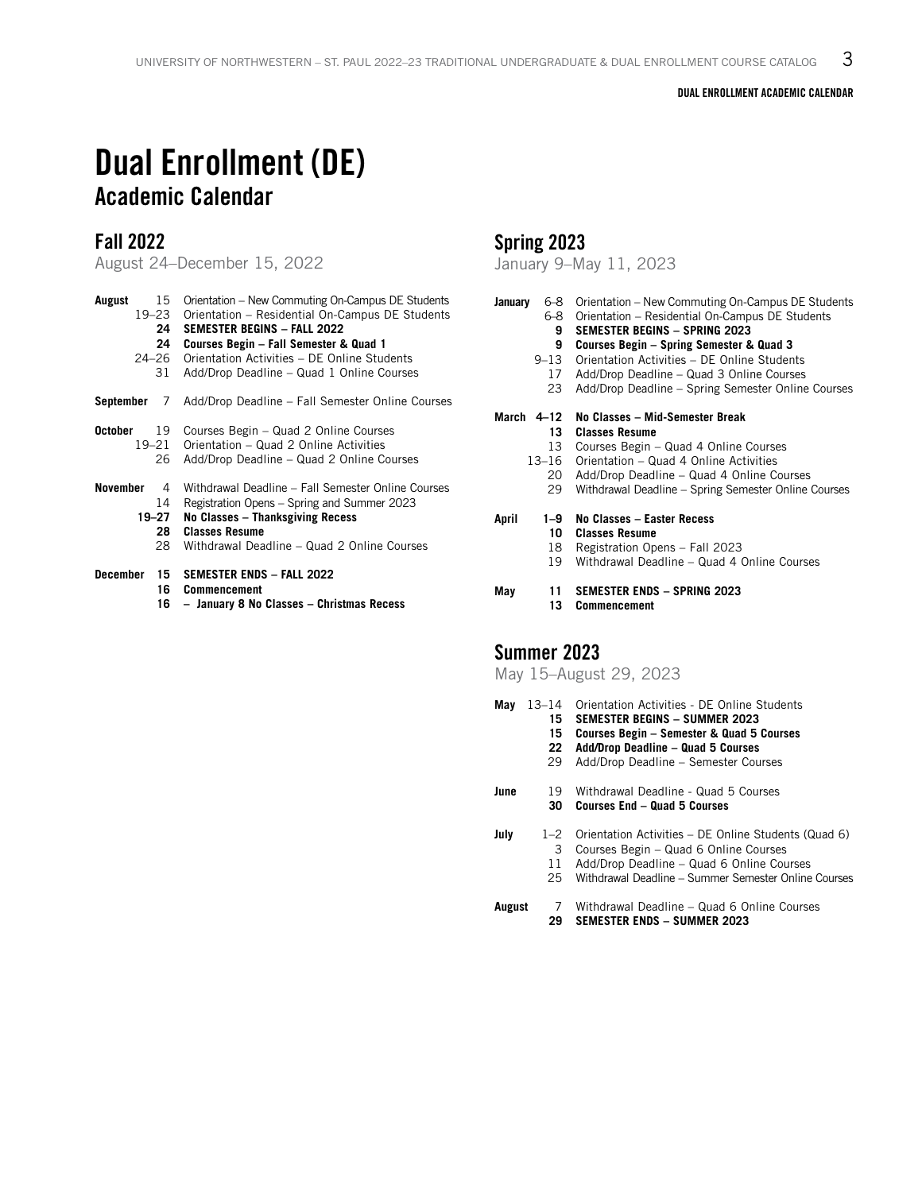# Dual Enrollment (DE)
## Academic Calendar

### Fall 2022
August 24–December 15, 2022

| | | |
|---|---|---|
| **August** | 15 | Orientation – New Commuting On-Campus DE Students |
| | 19–23 | Orientation – Residential On-Campus DE Students |
| | **24** | **SEMESTER BEGINS – FALL 2022** |
| | **24** | **Courses Begin – Fall Semester & Quad 1** |
| | 24–26 | Orientation Activities – DE Online Students |
| | 31 | Add/Drop Deadline – Quad 1 Online Courses |
| **September** | 7 | Add/Drop Deadline – Fall Semester Online Courses |
| **October** | 19 | Courses Begin – Quad 2 Online Courses |
| | 19–21 | Orientation – Quad 2 Online Activities |
| | 26 | Add/Drop Deadline – Quad 2 Online Courses |
| **November** | 4 | Withdrawal Deadline – Fall Semester Online Courses |
| | 14 | Registration Opens – Spring and Summer 2023 |
| | **19–27** | **No Classes – Thanksgiving Recess** |
| | **28** | **Classes Resume** |
| | 28 | Withdrawal Deadline – Quad 2 Online Courses |
| **December** | **15** | **SEMESTER ENDS – FALL 2022** |
| | **16** | **Commencement** |
| | **16** | **– January 8 No Classes – Christmas Recess** |

### Spring 2023
January 9–May 11, 2023

| | | |
|---|---|---|
| **January** | 6–8 | Orientation – New Commuting On-Campus DE Students |
| | 6–8 | Orientation – Residential On-Campus DE Students |
| | **9** | **SEMESTER BEGINS – SPRING 2023** |
| | **9** | **Courses Begin – Spring Semester & Quad 3** |
| | 9–13 | Orientation Activities – DE Online Students |
| | 17 | Add/Drop Deadline – Quad 3 Online Courses |
| | 23 | Add/Drop Deadline – Spring Semester Online Courses |
| **March** | **4–12** | **No Classes – Mid-Semester Break** |
| | **13** | **Classes Resume** |
| | 13 | Courses Begin – Quad 4 Online Courses |
| | 13–16 | Orientation – Quad 4 Online Activities |
| | 20 | Add/Drop Deadline – Quad 4 Online Courses |
| | 29 | Withdrawal Deadline – Spring Semester Online Courses |
| **April** | **1–9** | **No Classes – Easter Recess** |
| | **10** | **Classes Resume** |
| | 18 | Registration Opens – Fall 2023 |
| | 19 | Withdrawal Deadline – Quad 4 Online Courses |
| **May** | **11** | **SEMESTER ENDS – SPRING 2023** |
| | **13** | **Commencement** |

### Summer 2023
May 15–August 29, 2023

| | | |
|---|---|---|
| **May** | 13–14 | Orientation Activities - DE Online Students |
| | **15** | **SEMESTER BEGINS – SUMMER 2023** |
| | **15** | **Courses Begin – Semester & Quad 5 Courses** |
| | **22** | **Add/Drop Deadline – Quad 5 Courses** |
| | 29 | Add/Drop Deadline – Semester Courses |
| **June** | 19 | Withdrawal Deadline - Quad 5 Courses |
| | **30** | **Courses End – Quad 5 Courses** |
| **July** | 1–2 | Orientation Activities – DE Online Students (Quad 6) |
| | 3 | Courses Begin – Quad 6 Online Courses |
| | 11 | Add/Drop Deadline – Quad 6 Online Courses |
| | 25 | Withdrawal Deadline – Summer Semester Online Courses |
| **August** | 7 | Withdrawal Deadline – Quad 6 Online Courses |
| | **29** | **SEMESTER ENDS – SUMMER 2023** |